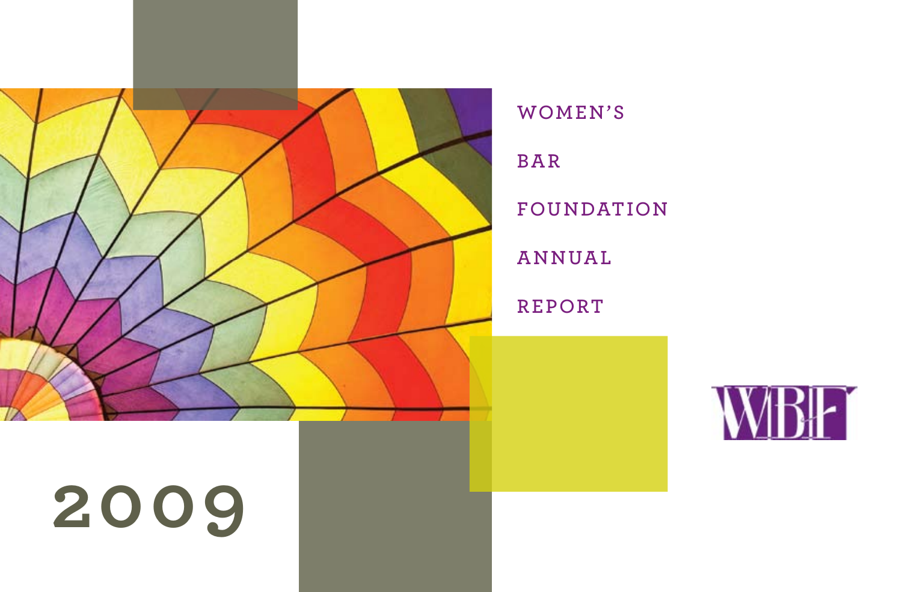# WOMEN'S BAR FOUNDATION ANNUAL REPORT

# 2009

WBF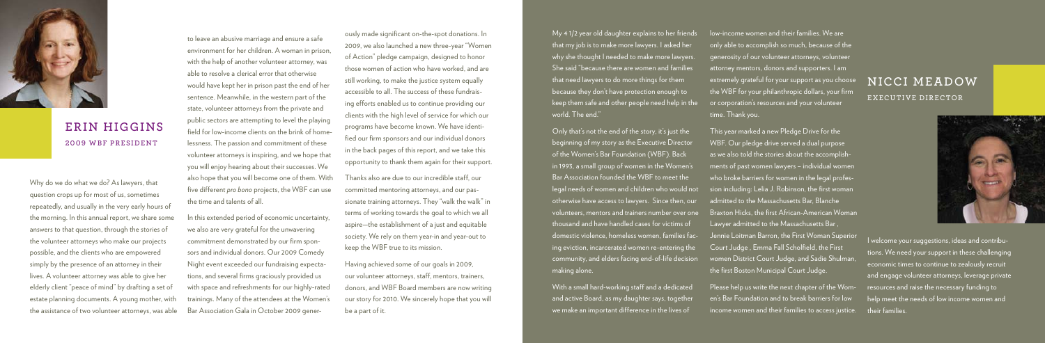## ERIN HIGGINS

### 2009 WBF PRESIDENT

Why do we do what we do? As lawyers, that question crops up for most of us, sometimes repeatedly, and usually in the very early hours of the morning. In this annual report, we share some answers to that question, through the stories of the volunteer attorneys who make our projects possible, and the clients who are empowered simply by the presence of an attorney in their lives. A volunteer attorney was able to give her elderly client "peace of mind" by drafting a set of estate planning documents. A young mother, with the assistance of two volunteer attorneys, was able to leave an abusive marriage and ensure a safe environment for her children. A woman in prison, with the help of another volunteer attorney, was able to resolve a clerical error that otherwise would have kept her in prison past the end of her sentence. Meanwhile, in the western part of the state, volunteer attorneys from the private and public sectors are attempting to level the playing field for low-income clients on the brink of homelessness. The passion and commitment of these volunteer attorneys is inspiring, and we hope that you will enjoy hearing about their successes. We also hope that you will become one of them. With five different *pro bono* projects, the WBF can use the time and talents of all.

In this extended period of economic uncertainty, we also are very grateful for the unwavering commitment demonstrated by our firm sponsors and individual donors. Our 2009 Comedy Night event exceeded our fundraising expectations, and several firms graciously provided us with space and refreshments for our highly-rated trainings. Many of the attendees at the Women's Bar Association Gala in October 2009 generously made significant on-the-spot donations. In 2009, we also launched a new three-year "Women of Action" pledge campaign, designed to honor those women of action who have worked, and are still working, to make the justice system equally accessible to all. The success of these fundraising efforts enabled us to continue providing our clients with the high level of service for which our programs have become known. We have identified our firm sponsors and our individual donors in the back pages of this report, and we take this opportunity to thank them again for their support.

Thanks also are due to our incredible staff, our committed mentoring attorneys, and our passionate training attorneys. They "walk the walk" in terms of working towards the goal to which we all aspire—the establishment of a just and equitable society. We rely on them year-in and year-out to keep the WBF true to its mission.

Having achieved some of our goals in 2009, our volunteer attorneys, staff, mentors, trainers, donors, and WBF Board members are now writing our story for 2010. We sincerely hope that you will be a part of it.

## NICCI MEADOW

### EXECUTIVE DIRECTOR

My 4 1/2 year old daughter explains to her friends that my job is to make more lawyers. I asked her why she thought I needed to make more lawyers. She said "because there are women and families that need lawyers to do more things for them because they don't have protection enough to keep them safe and other people need help in the world. The end."

Only that's not the end of the story, it's just the beginning of my story as the Executive Director of the Women's Bar Foundation (WBF). Back in 1993, a small group of women in the Women's Bar Association founded the WBF to meet the legal needs of women and children who would not otherwise have access to lawyers. Since then, our volunteers, mentors and trainers number over one thousand and have handled cases for victims of domestic violence, homeless women, families facing eviction, incarcerated women re-entering the community, and elders facing end-of-life decision making alone.

With a small hard-working staff and a dedicated and active Board, as my daughter says, together we make an important difference in the lives of low-income women and their families. We are only able to accomplish so much, because of the generosity of our volunteer attorneys, volunteer attorney mentors, donors and supporters. I am extremely grateful for your support as you choose the WBF for your philanthropic dollars, your firm or corporation's resources and your volunteer time. Thank you.

This year marked a new Pledge Drive for the WBF. Our pledge drive served a dual purpose as we also told the stories about the accomplishments of past women lawyers – individual women who broke barriers for women in the legal profession including: Lelia J. Robinson, the first woman admitted to the Massachusetts Bar, Blanche Braxton Hicks, the first African-American Woman Lawyer admitted to the Massachusetts Bar , Jennie Loitman Barron, the First Woman Superior Court Judge , Emma Fall Scholfield, the First women District Court Judge, and Sadie Shulman, the first Boston Municipal Court Judge.

Please help us write the next chapter of the Women's Bar Foundation and to break barriers for low income women and their families to access justice.

I welcome your suggestions, ideas and contributions. We need your support in these challenging economic times to continue to zealously recruit and engage volunteer attorneys, leverage private resources and raise the necessary funding to help meet the needs of low income women and their families.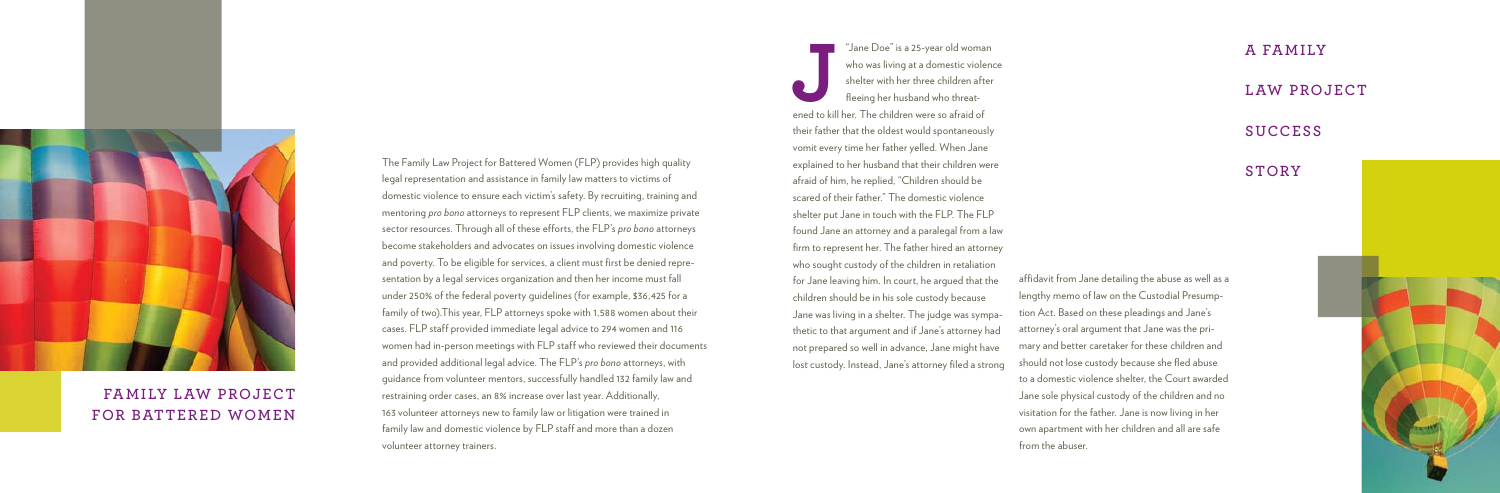## FAMILY LAW PROJECT FOR BATTERED WOMEN

The Family Law Project for Battered Women (FLP) provides high quality legal representation and assistance in family law matters to victims of domestic violence to ensure each victim's safety. By recruiting, training and mentoring *pro bono* attorneys to represent FLP clients, we maximize private sector resources. Through all of these efforts, the FLP's *pro bono* attorneys become stakeholders and advocates on issues involving domestic violence and poverty. To be eligible for services, a client must first be denied representation by a legal services organization and then her income must fall under 250% of the federal poverty guidelines (for example, $36,425 for a family of two).This year, FLP attorneys spoke with 1,588 women about their cases. FLP staff provided immediate legal advice to 294 women and 116 women had in-person meetings with FLP staff who reviewed their documents and provided additional legal advice. The FLP's *pro bono* attorneys, with guidance from volunteer mentors, successfully handled 132 family law and restraining order cases, an 8% increase over last year. Additionally, 163 volunteer attorneys new to family law or litigation were trained in family law and domestic violence by FLP staff and more than a dozen volunteer attorney trainers.

## A FAMILY LAW PROJECT SUCCESS STORY

"Jane Doe" is a 25-year old woman who was living at a domestic violence shelter with her three children after fleeing her husband who threatened to kill her. The children were so afraid of their father that the oldest would spontaneously vomit every time her father yelled. When Jane explained to her husband that their children were afraid of him, he replied, "Children should be scared of their father." The domestic violence shelter put Jane in touch with the FLP. The FLP found Jane an attorney and a paralegal from a law firm to represent her. The father hired an attorney who sought custody of the children in retaliation for Jane leaving him. In court, he argued that the children should be in his sole custody because Jane was living in a shelter. The judge was sympathetic to that argument and if Jane's attorney had not prepared so well in advance, Jane might have lost custody. Instead, Jane's attorney filed a strong affidavit from Jane detailing the abuse as well as a lengthy memo of law on the Custodial Presumption Act. Based on these pleadings and Jane's attorney's oral argument that Jane was the primary and better caretaker for these children and should not lose custody because she fled abuse to a domestic violence shelter, the Court awarded Jane sole physical custody of the children and no visitation for the father. Jane is now living in her own apartment with her children and all are safe from the abuser.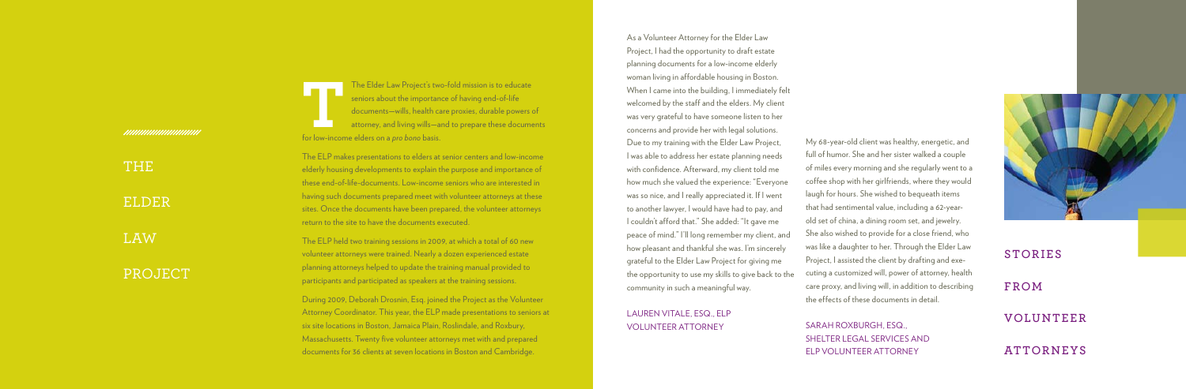# THE ELDER LAW PROJECT

The Elder Law Project's two-fold mission is to educate seniors about the importance of having end-of-life documents—wills, health care proxies, durable powers of attorney, and living wills—and to prepare these documents for low-income elders on a *pro bono* basis.

The ELP makes presentations to elders at senior centers and low-income elderly housing developments to explain the purpose and importance of these end-of-life-documents. Low-income seniors who are interested in having such documents prepared meet with volunteer attorneys at these sites. Once the documents have been prepared, the volunteer attorneys return to the site to have the documents executed.

The ELP held two training sessions in 2009, at which a total of 60 new volunteer attorneys were trained. Nearly a dozen experienced estate planning attorneys helped to update the training manual provided to participants and participated as speakers at the training sessions.

During 2009, Deborah Drosnin, Esq. joined the Project as the Volunteer Attorney Coordinator. This year, the ELP made presentations to seniors at six site locations in Boston, Jamaica Plain, Roslindale, and Roxbury, Massachusetts. Twenty five volunteer attorneys met with and prepared documents for 36 clients at seven locations in Boston and Cambridge.

## STORIES FROM VOLUNTEER ATTORNEYS

As a Volunteer Attorney for the Elder Law Project, I had the opportunity to draft estate planning documents for a low-income elderly woman living in affordable housing in Boston. When I came into the building, I immediately felt welcomed by the staff and the elders. My client was very grateful to have someone listen to her concerns and provide her with legal solutions. Due to my training with the Elder Law Project, I was able to address her estate planning needs with confidence. Afterward, my client told me how much she valued the experience: "Everyone was so nice, and I really appreciated it. If I went to another lawyer, I would have had to pay, and I couldn't afford that." She added: "It gave me peace of mind." I'll long remember my client, and how pleasant and thankful she was. I'm sincerely grateful to the Elder Law Project for giving me the opportunity to use my skills to give back to the community in such a meaningful way.

LAUREN VITALE, ESQ., ELP VOLUNTEER ATTORNEY

My 68-year-old client was healthy, energetic, and full of humor. She and her sister walked a couple of miles every morning and she regularly went to a coffee shop with her girlfriends, where they would laugh for hours. She wished to bequeath items that had sentimental value, including a 62-year-old set of china, a dining room set, and jewelry. She also wished to provide for a close friend, who was like a daughter to her. Through the Elder Law Project, I assisted the client by drafting and executing a customized will, power of attorney, health care proxy, and living will, in addition to describing the effects of these documents in detail.

SARAH ROXBURGH, ESQ., SHELTER LEGAL SERVICES AND ELP VOLUNTEER ATTORNEY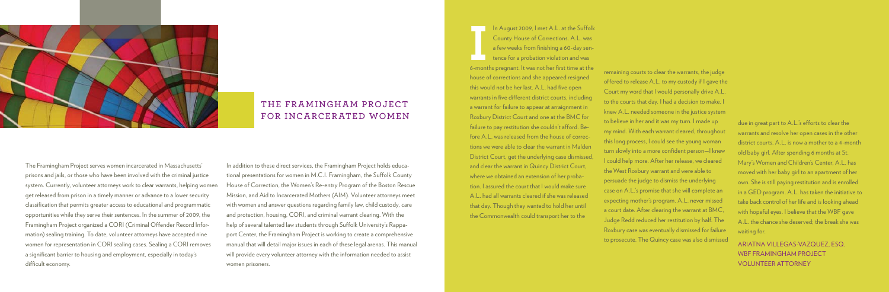## THE FRAMINGHAM PROJECT FOR INCARCERATED WOMEN

The Framingham Project serves women incarcerated in Massachusetts' prisons and jails, or those who have been involved with the criminal justice system. Currently, volunteer attorneys work to clear warrants, helping women get released from prison in a timely manner or advance to a lower security classification that permits greater access to educational and programmatic opportunities while they serve their sentences. In the summer of 2009, the Framingham Project organized a CORI (Criminal Offender Record Information) sealing training. To date, volunteer attorneys have accepted nine women for representation in CORI sealing cases. Sealing a CORI removes a significant barrier to housing and employment, especially in today's difficult economy.

In addition to these direct services, the Framingham Project holds educational presentations for women in M.C.I. Framingham, the Suffolk County House of Correction, the Women's Re-entry Program of the Boston Rescue Mission, and Aid to Incarcerated Mothers (AIM). Volunteer attorneys meet with women and answer questions regarding family law, child custody, care and protection, housing, CORI, and criminal warrant clearing. With the help of several talented law students through Suffolk University's Rappaport Center, the Framingham Project is working to create a comprehensive manual that will detail major issues in each of these legal arenas. This manual will provide every volunteer attorney with the information needed to assist women prisoners.

In August 2009, I met A.L. at the Suffolk County House of Corrections. A.L. was a few weeks from finishing a 60-day sentence for a probation violation and was 6-months pregnant. It was not her first time at the house of corrections and she appeared resigned this would not be her last. A.L. had five open warrants in five different district courts, including a warrant for failure to appear at arraignment in Roxbury District Court and one at the BMC for failure to pay restitution she couldn't afford. Before A.L. was released from the house of corrections we were able to clear the warrant in Malden District Court, get the underlying case dismissed, and clear the warrant in Quincy District Court, where we obtained an extension of her probation. I assured the court that I would make sure A.L. had all warrants cleared if she was released that day. Though they wanted to hold her until the Commonwealth could transport her to the remaining courts to clear the warrants, the judge offered to release A.L. to my custody if I gave the Court my word that I would personally drive A.L. to the courts that day. I had a decision to make. I knew A.L. needed someone in the justice system to believe in her and it was my turn. I made up my mind. With each warrant cleared, throughout this long process, I could see the young woman turn slowly into a more confident person—I knew I could help more. After her release, we cleared the West Roxbury warrant and were able to persuade the judge to dismiss the underlying case on A.L.'s promise that she will complete an expecting mother's program. A.L. never missed a court date. After clearing the warrant at BMC, Judge Redd reduced her restitution by half. The Roxbury case was eventually dismissed for failure to prosecute. The Quincy case was also dismissed due in great part to A.L.'s efforts to clear the warrants and resolve her open cases in the other district courts. A.L. is now a mother to a 4-month old baby girl. After spending 6 months at St. Mary's Women and Children's Center, A.L. has moved with her baby girl to an apartment of her own. She is still paying restitution and is enrolled in a GED program. A.L. has taken the initiative to take back control of her life and is looking ahead with hopeful eyes. I believe that the WBF gave A.L. the chance she deserved; the break she was waiting for.

ARIATNA VILLEGAS-VAZQUEZ, ESQ.
WBF FRAMINGHAM PROJECT
VOLUNTEER ATTORNEY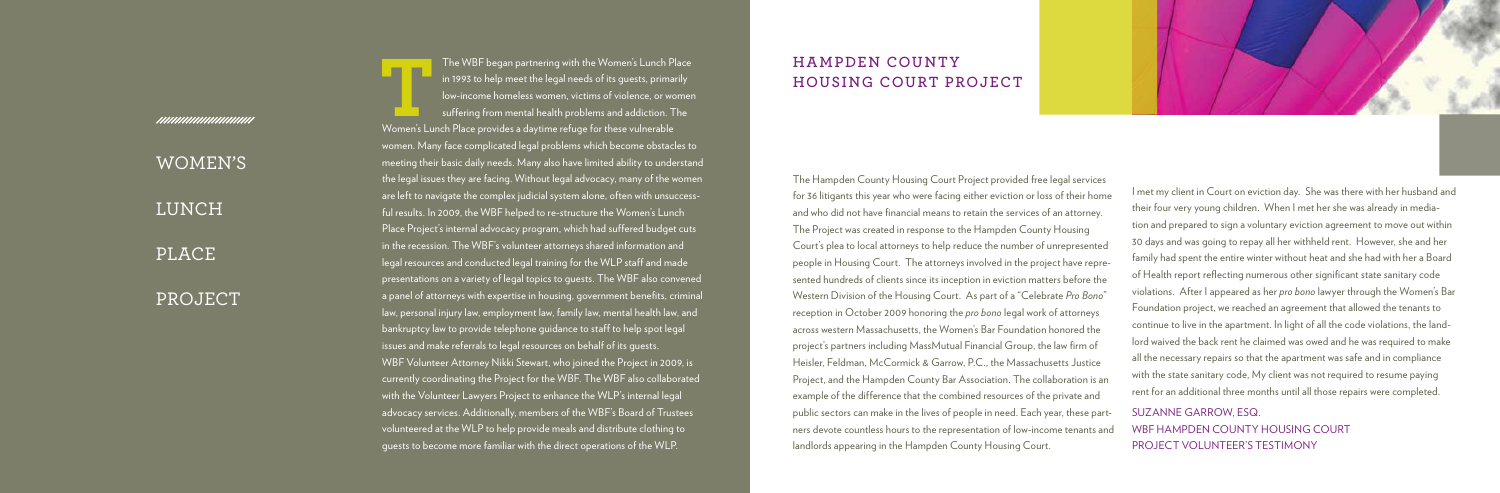# WOMEN'S LUNCH PLACE PROJECT

The WBF began partnering with the Women's Lunch Place in 1993 to help meet the legal needs of its guests, primarily low-income homeless women, victims of violence, or women suffering from mental health problems and addiction. The Women's Lunch Place provides a daytime refuge for these vulnerable women. Many face complicated legal problems which become obstacles to meeting their basic daily needs. Many also have limited ability to understand the legal issues they are facing. Without legal advocacy, many of the women are left to navigate the complex judicial system alone, often with unsuccessful results. In 2009, the WBF helped to re-structure the Women's Lunch Place Project's internal advocacy program, which had suffered budget cuts in the recession. The WBF's volunteer attorneys shared information and legal resources and conducted legal training for the WLP staff and made presentations on a variety of legal topics to guests. The WBF also convened a panel of attorneys with expertise in housing, government benefits, criminal law, personal injury law, employment law, family law, mental health law, and bankruptcy law to provide telephone guidance to staff to help spot legal issues and make referrals to legal resources on behalf of its guests.

WBF Volunteer Attorney Nikki Stewart, who joined the Project in 2009, is currently coordinating the Project for the WBF. The WBF also collaborated with the Volunteer Lawyers Project to enhance the WLP's internal legal advocacy services. Additionally, members of the WBF's Board of Trustees volunteered at the WLP to help provide meals and distribute clothing to guests to become more familiar with the direct operations of the WLP.

# HAMPDEN COUNTY HOUSING COURT PROJECT

The Hampden County Housing Court Project provided free legal services for 36 litigants this year who were facing either eviction or loss of their home and who did not have financial means to retain the services of an attorney. The Project was created in response to the Hampden County Housing Court's plea to local attorneys to help reduce the number of unrepresented people in Housing Court. The attorneys involved in the project have represented hundreds of clients since its inception in eviction matters before the Western Division of the Housing Court. As part of a "Celebrate *Pro Bono*" reception in October 2009 honoring the *pro bono* legal work of attorneys across western Massachusetts, the Women's Bar Foundation honored the project's partners including MassMutual Financial Group, the law firm of Heisler, Feldman, McCormick & Garrow, P.C., the Massachusetts Justice Project, and the Hampden County Bar Association. The collaboration is an example of the difference that the combined resources of the private and public sectors can make in the lives of people in need. Each year, these partners devote countless hours to the representation of low-income tenants and landlords appearing in the Hampden County Housing Court.

I met my client in Court on eviction day. She was there with her husband and their four very young children. When I met her she was already in mediation and prepared to sign a voluntary eviction agreement to move out within 30 days and was going to repay all her withheld rent. However, she and her family had spent the entire winter without heat and she had with her a Board of Health report reflecting numerous other significant state sanitary code violations. After I appeared as her *pro bono* lawyer through the Women's Bar Foundation project, we reached an agreement that allowed the tenants to continue to live in the apartment. In light of all the code violations, the landlord waived the back rent he claimed was owed and he was required to make all the necessary repairs so that the apartment was safe and in compliance with the state sanitary code. My client was not required to resume paying rent for an additional three months until all those repairs were completed.

SUZANNE GARROW, ESQ.
WBF HAMPDEN COUNTY HOUSING COURT PROJECT VOLUNTEER'S TESTIMONY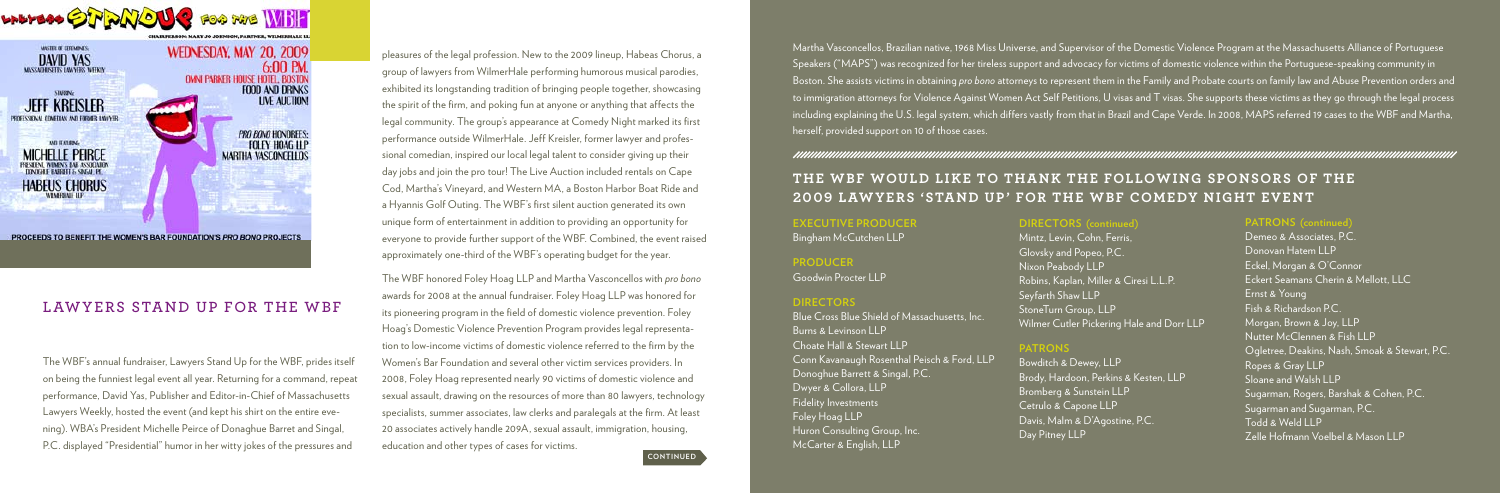LAWYERS STAND UP FOR THE WBF

CHAIRPERSON: MARY JO JOHNSON, PARTNER, WILMERHALE LLP

MASTER OF CEREMONIES: DAVID YAS, MASSACHUSETTS LAWYERS WEEKLY

STARRING: JEFF KREISLER, PROFESSIONAL COMEDIAN AND FORMER LAWYER

AND FEATURING: MICHELLE PEIRCE, PRESIDENT, WOMEN'S BAR ASSOCIATION, DONOGHUE BARRETT & SINGAL, P.C.

HABEUS CHORUS, WILMERHALE LLP

WEDNESDAY, MAY 20, 2009
6:00 PM
OMNI PARKER HOUSE HOTEL, BOSTON
FOOD AND DRINKS
LIVE AUCTION!

PRO BONO HONOREES: FOLEY HOAG LLP, MARTHA VASCONCELLOS

PROCEEDS TO BENEFIT THE WOMEN'S BAR FOUNDATION'S PRO BONO PROJECTS

## LAWYERS STAND UP FOR THE WBF

The WBF's annual fundraiser, Lawyers Stand Up for the WBF, prides itself on being the funniest legal event all year. Returning for a command, repeat performance, David Yas, Publisher and Editor-in-Chief of Massachusetts Lawyers Weekly, hosted the event (and kept his shirt on the entire evening). WBA's President Michelle Peirce of Donaghue Barret and Singal, P.C. displayed "Presidential" humor in her witty jokes of the pressures and pleasures of the legal profession. New to the 2009 lineup, Habeas Chorus, a group of lawyers from WilmerHale performing humorous musical parodies, exhibited its longstanding tradition of bringing people together, showcasing the spirit of the firm, and poking fun at anyone or anything that affects the legal community. The group's appearance at Comedy Night marked its first performance outside WilmerHale. Jeff Kreisler, former lawyer and professional comedian, inspired our local legal talent to consider giving up their day jobs and join the pro tour! The Live Auction included rentals on Cape Cod, Martha's Vineyard, and Western MA, a Boston Harbor Boat Ride and a Hyannis Golf Outing. The WBF's first silent auction generated its own unique form of entertainment in addition to providing an opportunity for everyone to provide further support of the WBF. Combined, the event raised approximately one-third of the WBF's operating budget for the year.

The WBF honored Foley Hoag LLP and Martha Vasconcellos with *pro bono* awards for 2008 at the annual fundraiser. Foley Hoag LLP was honored for its pioneering program in the field of domestic violence prevention. Foley Hoag's Domestic Violence Prevention Program provides legal representation to low-income victims of domestic violence referred to the firm by the Women's Bar Foundation and several other victim services providers. In 2008, Foley Hoag represented nearly 90 victims of domestic violence and sexual assault, drawing on the resources of more than 80 lawyers, technology specialists, summer associates, law clerks and paralegals at the firm. At least 20 associates actively handle 209A, sexual assault, immigration, housing, education and other types of cases for victims.

Martha Vasconcellos, Brazilian native, 1968 Miss Universe, and Supervisor of the Domestic Violence Program at the Massachusetts Alliance of Portuguese Speakers ("MAPS") was recognized for her tireless support and advocacy for victims of domestic violence within the Portuguese-speaking community in Boston. She assists victims in obtaining *pro bono* attorneys to represent them in the Family and Probate courts on family law and Abuse Prevention orders and to immigration attorneys for Violence Against Women Act Self Petitions, U visas and T visas. She supports these victims as they go through the legal process including explaining the U.S. legal system, which differs vastly from that in Brazil and Cape Verde. In 2008, MAPS referred 19 cases to the WBF and Martha, herself, provided support on 10 of those cases.

## THE WBF WOULD LIKE TO THANK THE FOLLOWING SPONSORS OF THE 2009 LAWYERS 'STAND UP' FOR THE WBF COMEDY NIGHT EVENT

### EXECUTIVE PRODUCER
Bingham McCutchen LLP

### PRODUCER
Goodwin Procter LLP

### DIRECTORS
Blue Cross Blue Shield of Massachusetts, Inc.
Burns & Levinson LLP
Choate Hall & Stewart LLP
Conn Kavanaugh Rosenthal Peisch & Ford, LLP
Donoghue Barrett & Singal, P.C.
Dwyer & Collora, LLP
Fidelity Investments
Foley Hoag LLP
Huron Consulting Group, Inc.
McCarter & English, LLP

### DIRECTORS (continued)
Mintz, Levin, Cohn, Ferris, Glovsky and Popeo, P.C.
Nixon Peabody LLP
Robins, Kaplan, Miller & Ciresi L.L.P.
Seyfarth Shaw LLP
StoneTurn Group, LLP
Wilmer Cutler Pickering Hale and Dorr LLP

### PATRONS
Bowditch & Dewey, LLP
Brody, Hardoon, Perkins & Kesten, LLP
Bromberg & Sunstein LLP
Cetrulo & Capone LLP
Davis, Malm & D'Agostine, P.C.
Day Pitney LLP

### PATRONS (continued)
Demeo & Associates, P.C.
Donovan Hatem LLP
Eckel, Morgan & O'Connor
Eckert Seamans Cherin & Mellott, LLC
Ernst & Young
Fish & Richardson P.C.
Morgan, Brown & Joy, LLP
Nutter McClennen & Fish LLP
Ogletree, Deakins, Nash, Smoak & Stewart, P.C.
Ropes & Gray LLP
Sloane and Walsh LLP
Sugarman, Rogers, Barshak & Cohen, P.C.
Sugarman and Sugarman, P.C.
Todd & Weld LLP
Zelle Hofmann Voelbel & Mason LLP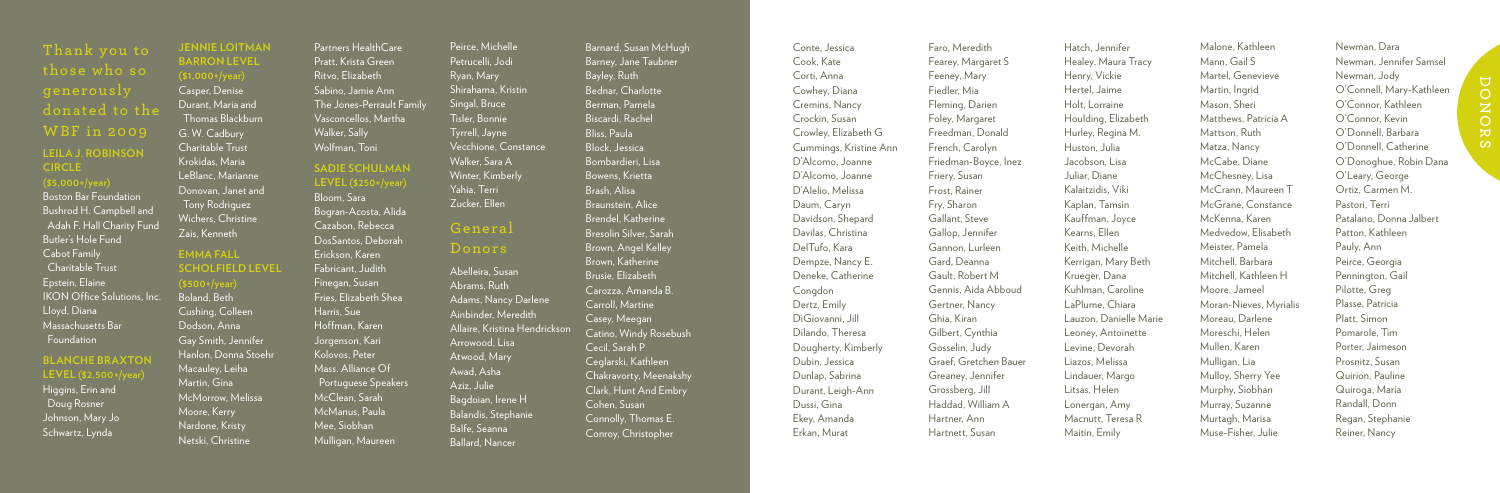# Thank you to those who so generously donated to the WBF in 2009

## LEILA J. ROBINSON CIRCLE ($5,000+/year)

Boston Bar Foundation
Bushrod H. Campbell and Adah F. Hall Charity Fund
Butler's Hole Fund
Cabot Family Charitable Trust
Epstein, Elaine
IKON Office Solutions, Inc.
Lloyd, Diana
Massachusetts Bar Foundation

## BLANCHE BRAXTON LEVEL ($2,500+/year)

Higgins, Erin and Doug Rosner
Johnson, Mary Jo
Schwartz, Lynda

## JENNIE LOITMAN BARRON LEVEL ($1,000+/year)

Casper, Denise
Durant, Maria and Thomas Blackburn
G. W. Cadbury Charitable Trust
Krokidas, Maria
LeBlanc, Marianne
Donovan, Janet and Tony Rodriguez
Wichers, Christine
Zais, Kenneth

## EMMA FALL SCHOLFIELD LEVEL ($500+/year)

Boland, Beth
Cushing, Colleen
Dodson, Anna
Gay Smith, Jennifer
Hanlon, Donna Stoehr
Macauley, Leiha
Martin, Gina
McMorrow, Melissa
Moore, Kerry
Nardone, Kristy
Netski, Christine
Partners HealthCare
Pratt, Krista Green
Ritvo, Elizabeth
Sabino, Jamie Ann
The Jones-Perrault Family
Vasconcellos, Martha
Walker, Sally
Wolfman, Toni

## SADIE SCHULMAN LEVEL ($250+/year)

Bloom, Sara
Bogran-Acosta, Alida
Cazabon, Rebecca
DosSantos, Deborah
Erickson, Karen
Fabricant, Judith
Finegan, Susan
Fries, Elizabeth Shea
Harris, Sue
Hoffman, Karen
Jorgenson, Kari
Kolovos, Peter
Mass. Alliance Of Portuguese Speakers
McClean, Sarah
McManus, Paula
Mee, Siobhan
Mulligan, Maureen
Peirce, Michelle
Petrucelli, Jodi
Ryan, Mary
Shirahama, Kristin
Singal, Bruce
Tisler, Bonnie
Tyrrell, Jayne
Vecchione, Constance
Walker, Sara A
Winter, Kimberly
Yahia, Terri
Zucker, Ellen

## General Donors

Abelleira, Susan
Abrams, Ruth
Adams, Nancy Darlene
Ainbinder, Meredith
Allaire, Kristina Hendrickson
Arrowood, Lisa
Atwood, Mary
Awad, Asha
Aziz, Julie
Bagdoian, Irene H
Balandis, Stephanie
Balfe, Seanna
Ballard, Nancer
Barnard, Susan McHugh
Barney, Jane Taubner
Bayley, Ruth
Bednar, Charlotte
Berman, Pamela
Biscardi, Rachel
Bliss, Paula
Block, Jessica
Bombardieri, Lisa
Bowens, Krietta
Brash, Alisa
Braunstein, Alice
Brendel, Katherine
Bresolin Silver, Sarah
Brown, Angel Kelley
Brown, Katherine
Brusie, Elizabeth
Carozza, Amanda B.
Carroll, Martine
Casey, Meegan
Catino, Windy Rosebush
Cecil, Sarah P
Ceglarski, Kathleen
Chakravorty, Meenakshy
Clark, Hunt And Embry
Cohen, Susan
Connolly, Thomas E.
Conroy, Christopher
Conte, Jessica
Cook, Kate
Corti, Anna
Cowhey, Diana
Cremins, Nancy
Crockin, Susan
Crowley, Elizabeth G
Cummings, Kristine Ann
D'Alcomo, Joanne
D'Alcomo, Joanne
D'Alelio, Melissa
Daum, Caryn
Davidson, Shepard
Davilas, Christina
DelTufo, Kara
Dempze, Nancy E.
Deneke, Catherine Congdon
Dertz, Emily
DiGiovanni, Jill
Dilando, Theresa
Dougherty, Kimberly
Dubin, Jessica
Dunlap, Sabrina
Durant, Leigh-Ann
Dussi, Gina
Ekey, Amanda
Erkan, Murat
Faro, Meredith
Fearey, Margaret S
Feeney, Mary
Fiedler, Mia
Fleming, Darien
Foley, Margaret
Freedman, Donald
French, Carolyn
Friedman-Boyce, Inez
Friery, Susan
Frost, Rainer
Fry, Sharon
Gallant, Steve
Gallop, Jennifer
Gannon, Lurleen
Gard, Deanna
Gault, Robert M
Gennis, Aida Abboud
Gertner, Nancy
Ghia, Kiran
Gilbert, Cynthia
Gosselin, Judy
Graef, Gretchen Bauer
Greaney, Jennifer
Grossberg, Jill
Haddad, William A
Hartner, Ann
Hartnett, Susan
Hatch, Jennifer
Healey, Maura Tracy
Henry, Vickie
Hertel, Jaime
Holt, Lorraine
Houlding, Elizabeth
Hurley, Regina M.
Huston, Julia
Jacobson, Lisa
Juliar, Diane
Kalaitzidis, Viki
Kaplan, Tamsin
Kauffman, Joyce
Kearns, Ellen
Keith, Michelle
Kerrigan, Mary Beth
Krueger, Dana
Kuhlman, Caroline
LaPlume, Chiara
Lauzon, Danielle Marie
Leoney, Antoinette
Levine, Devorah
Liazos, Melissa
Lindauer, Margo
Litsas, Helen
Lonergan, Amy
Macnutt, Teresa R
Maitin, Emily
Malone, Kathleen
Mann, Gail S
Martel, Genevieve
Martin, Ingrid
Mason, Sheri
Matthews, Patricia A
Mattson, Ruth
Matza, Nancy
McCabe, Diane
McChesney, Lisa
McCrann, Maureen T
McGrane, Constance
McKenna, Karen
Medvedow, Elisabeth
Meister, Pamela
Mitchell, Barbara
Mitchell, Kathleen H
Moore, Jameel
Moran-Nieves, Myrialis
Moreau, Darlene
Moreschi, Helen
Mullen, Karen
Mulligan, Lia
Mulloy, Sherry Yee
Murphy, Siobhan
Murray, Suzanne
Murtagh, Marisa
Muse-Fisher, Julie
Newman, Dara
Newman, Jennifer Samsel
Newman, Jody
O'Connell, Mary-Kathleen
O'Connor, Kathleen
O'Connor, Kevin
O'Donnell, Barbara
O'Donnell, Catherine
O'Donoghue, Robin Dana
O'Leary, George
Ortiz, Carmen M.
Pastori, Terri
Patalano, Donna Jalbert
Patton, Kathleen
Pauly, Ann
Peirce, Georgia
Pennington, Gail
Pilotte, Greg
Plasse, Patricia
Platt, Simon
Pomarole, Tim
Porter, Jaimeson
Prosnitz, Susan
Quirion, Pauline
Quiroga, Maria
Randall, Donn
Regan, Stephanie
Reiner, Nancy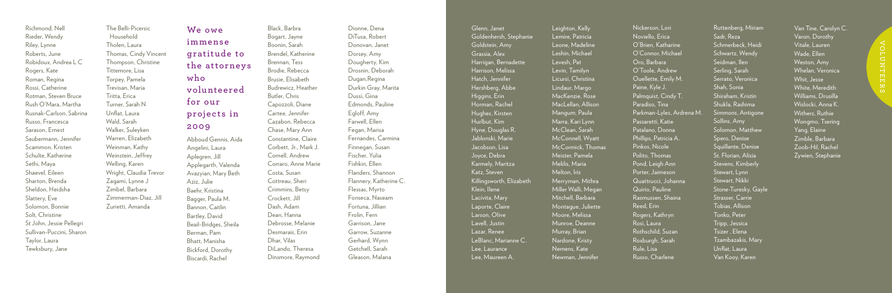Richmond, Nell
Rieder, Wendy
Riley, Lynne
Roberts, June
Robidoux, Andrea L C
Rogers, Kate
Roman, Regina
Rossi, Catherine
Rotman, Steven Bruce
Rush O'Mara, Martha
Rusnak-Carlson, Sabrina
Russo, Francesca
Sarason, Ernest
Saubermann, Jennifer
Scammon, Kristen
Schulte, Katherine
Sethi, Maya
Shaevel, Eileen
Sharton, Brenda
Sheldon, Heidsha
Slattery, Eve
Solomon, Bonnie
Solt, Christine
St John, Jessie Pellegri
Sullivan-Puccini, Sharon
Taylor, Laura
Tewksbury, Jane

The Belli-Picersic Household
Tholen, Laura
Thomas, Cindy Vincent
Thompson, Christine
Tittemore, Lisa
Torpey, Pamela
Trevisan, Maria
Tritta, Erica
Turner, Sarah N
Unflat, Laura
Wald, Sarah
Walker, Suleyken
Warren, Elizabeth
Weinman, Kathy
Weinstein, Jeffrey
Welling, Karen
Wright, Claudia Trevor
Zagami, Lynne J
Zimbel, Barbara
Zimmerman-Diaz, Jill
Zurietti, Amanda

## We owe immense gratitude to the attorneys who volunteered for our projects in 2009

Abboud Gennis, Aida
Angelini, Laura
Aplegren, Jill
Applegarth, Valenda
Avazyian, Mary Beth
Aziz, Julie
Baehr, Kristina
Bagger, Paula M.
Bannon, Caitlin
Bartley, David
Beail-Bridges, Sheila
Berman, Pam
Bhatt, Manisha
Bickford, Dorothy
Biscardi, Rachel
Black, Barbra
Bogart, Jayne
Boonin, Sarah
Brendel, Katherine
Brennan, Tess
Brodie, Rebecca
Brusie, Elisabeth
Budrewicz, Heather
Butler, Chris
Capozzoli, Diane
Cartee, Jennifer
Cazabon, Rebecca
Chase, Mary Ann
Constantine, Claire
Corbett, Jr., Mark J.
Cornell, Andrew
Corraro, Anne Marie
Costa, Susan
Cottreau, Sheri
Crimmins, Betsy
Crockett, Jill
Dash, Adam
Dean, Hanna
Debrosse, Melanie
Desmarais, Erin
Dhar, Vilas
DiLando, Theresa
Dinsmore, Raymond
Dionne, Dena
DiTusa, Robert
Donovan, Janet
Dorsey, Amy
Dougherty, Kim
Drosnin, Deborah
Dugan,Regina
Durkin Gray, Marita
Dussi, Gina
Edmonds, Pauline
Egloff, Amy
Farwell, Ellen
Fegan, Marisa
Fernandes, Carmina
Finnegan, Susan
Fischer, Yulia
Fishkin, Ellen
Flanders, Shannon
Flannery, Katherine C.
Flessas, Myrto
Fonseca, Naseam
Fortuna, Jillian
Frolin, Fern
Garrison, Jane
Garrow, Suzanne
Gerhard, Wynn
Getchell, Sarah
Gleason, Malana

Glenn, Janet
Goldenhersh, Stephanie
Goldstein, Amy
Grassia, Alex
Harrigan, Bernadette
Harrison, Melissa
Hatch, Jennifer
Hershberg, Abbe
Higgins, Erin
Horman, Rachel
Hughes, Kirsten
Hurlbut, Kim
Hyne, Douglas R.
Jablonski, Marie
Jacobson, Lisa
Joyce, Debra
Karmely, Maritza
Katz, Steven
Killingsworth, Elizabeth
Klein, Ilene
Lacivita, Mary
Laporte, Claire
Larson, Olive
Lavell, Justin
Lazar, Renee
LeBlanc, Marianne C.
Lee, Laurance
Lee, Maureen A.
Leighton, Kelly
Lemire, Patricia
Leone, Madeline
Leshin, Michael
Levesh, Pat
Levin, Tamilyn
Licursi, Christina
Lindaur, Margo
MacKenzie, Rose
MacLellan, Allison
Mangum, Paula
Marra, Kari Lynn
McClean, Sarah
McConnell, Wyatt
McCormick, Thomas
Meister, Pamela
Meklis, Maria
Melton, Iris
Merryman, Mithra
Miller Walli, Megan
Mitchell, Barbara
Montague, Juliette
Moore, Melissa
Munroe, Deanne
Murray, Brian
Nardone, Kristy
Nemens, Kate
Newman, Jennifer
Nickerson, Lori
Noviello, Erica
O'Brien, Katharine
O'Connor, Michael
Oro, Barbara
O'Toole, Andrew
Ouellette, Emily M.
Paine, Kyle J.
Palmquist, Cindy T.
Paradiso, Tina
Parkman-Lyles, Ardrena M.
Passaretti, Katie
Patalano, Donna
Phillips, Patricia A.
Pinkos, Nicole
Polito, Thomas
Pond, Leigh Ann
Porter, Jaimeson
Quattrucci, Johanna
Quirio, Pauline
Rasmussen, Shaina
Reed, Erin
Rogers, Kathryn
Rosi, Laura
Rothschild, Suzan
Roxburgh, Sarah
Rule, Lisa
Russo, Charlene
Ruttenberg, Miriam
Sadr, Reza
Schmerbeck, Heidi
Schwartz, Wendy
Seidman, Ilen
Serling, Sarah
Serrato, Veronica
Shah, Sonia
Shiraham, Kristin
Shukla, Rashima
Simmons, Antigone
Sollins, Amy
Solomon, Matthew
Spero, Denise
Squillante, Denise
St. Florian, Alisia
Stevens, Kimberly
Stewart, Lynn
Stewart, Nikki
Stone-Turesky, Gayle
Strasser, Carrie
Tobias, Allison
Tonko, Peter
Tripp, Jessica
Tsizer , Elena
Tzambazakis, Mary
Unflat, Laura
Van Kooy, Karen
Van Tine, Carolyn C.
Varon, Dorothy
Vitale, Lauren
Wade, Ellen
Weston, Amy
Whelan, Veronica
Whit, Jesse
White, Meredith
Williams, Drusilla
Wislocki, Anna K.
Withers, Ruthie
Wongmo, Tsering
Yang, Elaine
Zimble, Barbara
Zoob-Hil, Rachel
Zywien, Stephanie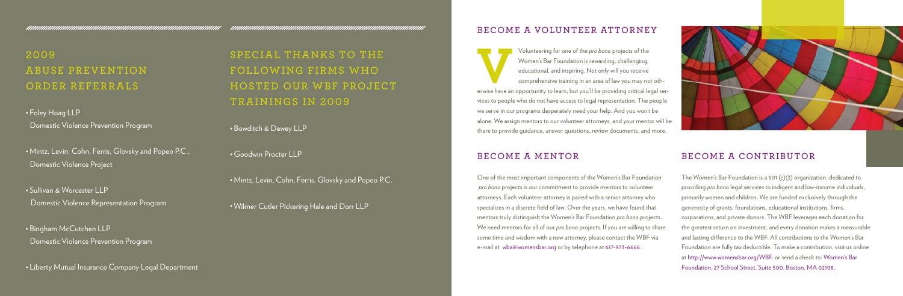## 2009 ABUSE PREVENTION ORDER REFERRALS

- Foley Hoag LLP
  Domestic Violence Prevention Program
- Mintz, Levin, Cohn, Ferris, Glovsky and Popeo P.C., Domestic Violence Project
- Sullivan & Worcester LLP
  Domestic Violence Representation Program
- Bingham McCutchen LLP
  Domestic Violence Prevention Program
- Liberty Mutual Insurance Company Legal Department

## SPECIAL THANKS TO THE FOLLOWING FIRMS WHO HOSTED OUR WBF PROJECT TRAININGS IN 2009

- Bowditch & Dewey LLP
- Goodwin Procter LLP
- Mintz, Levin, Cohn, Ferris, Glovsky and Popeo P.C.
- Wilmer Cutler Pickering Hale and Dorr LLP

## BECOME A VOLUNTEER ATTORNEY

Volunteering for one of the *pro bono* projects of the Women's Bar Foundation is rewarding, challenging, educational, and inspiring. Not only will you receive comprehensive training in an area of law you may not otherwise have an opportunity to learn, but you'll be providing critical legal services to people who do not have access to legal representation. The people we serve in our programs desperately need your help. And you won't be alone. We assign mentors to our volunteer attorneys, and your mentor will be there to provide guidance, answer questions, review documents, and more.

## BECOME A MENTOR

One of the most important components of the Women's Bar Foundation *pro bono* projects is our commitment to provide mentors to volunteer attorneys. Each volunteer attorney is paired with a senior attorney who specializes in a discrete field of law. Over the years, we have found that mentors truly distinguish the Women's Bar Foundation *pro bono* projects. We need mentors for all of our *pro bono* projects. If you are willing to share some time and wisdom with a new attorney, please contact the WBF via e-mail at wba@womensbar.org or by telephone at 617-973-6666.

## BECOME A CONTRIBUTOR

The Women's Bar Foundation is a 501 (c)(3) organization, dedicated to providing *pro bono* legal services to indigent and low-income individuals, primarily women and children. We are funded exclusively through the generosity of grants, foundations, educational institutions, firms, corporations, and private donors. The WBF leverages each donation for the greatest return on investment, and every donation makes a measurable and lasting difference to the WBF. All contributions to the Women's Bar Foundation are fully tax deductible. To make a contribution, visit us online at http://www.womensbar.org/WBF, or send a check to: Women's Bar Foundation, 27 School Street, Suite 500, Boston, MA 02108.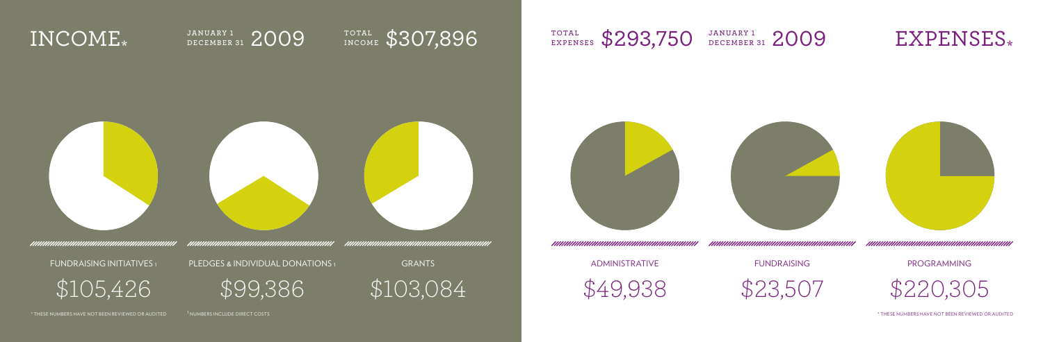# INCOME*

JANUARY 1 – DECEMBER 31 2009

TOTAL INCOME $307,896

FUNDRAISING INITIATIVES [1]

$105,426

PLEDGES & INDIVIDUAL DONATIONS [1]

$99,386

GRANTS

$103,084

* THESE NUMBERS HAVE NOT BEEN REVIEWED OR AUDITED

[1] NUMBERS INCLUDE DIRECT COSTS

# EXPENSES*

TOTAL EXPENSES $293,750

JANUARY 1 – DECEMBER 31 2009

ADMINISTRATIVE

$49,938

FUNDRAISING

$23,507

PROGRAMMING

$220,305

* THESE NUMBERS HAVE NOT BEEN REVIEWED OR AUDITED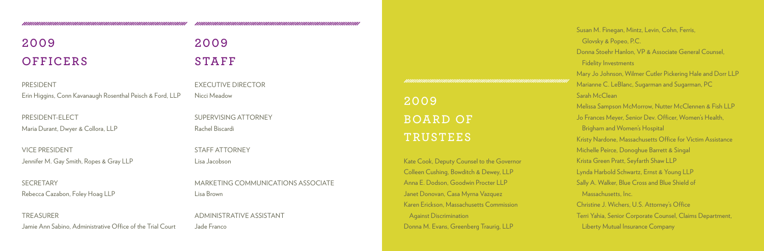## 2009 OFFICERS

PRESIDENT
Erin Higgins, Conn Kavanaugh Rosenthal Peisch & Ford, LLP

PRESIDENT-ELECT
Maria Durant, Dwyer & Collora, LLP

VICE PRESIDENT
Jennifer M. Gay Smith, Ropes & Gray LLP

SECRETARY
Rebecca Cazabon, Foley Hoag LLP

TREASURER
Jamie Ann Sabino, Administrative Office of the Trial Court

## 2009 STAFF

EXECUTIVE DIRECTOR
Nicci Meadow

SUPERVISING ATTORNEY
Rachel Biscardi

STAFF ATTORNEY
Lisa Jacobson

MARKETING COMMUNICATIONS ASSOCIATE
Lisa Brown

ADMINISTRATIVE ASSISTANT
Jade Franco

## 2009 BOARD OF TRUSTEES

Kate Cook, Deputy Counsel to the Governor
Colleen Cushing, Bowditch & Dewey, LLP
Anna E. Dodson, Goodwin Procter LLP
Janet Donovan, Casa Myrna Vazquez
Karen Erickson, Massachusetts Commission Against Discrimination
Donna M. Evans, Greenberg Traurig, LLP
Susan M. Finegan, Mintz, Levin, Cohn, Ferris, Glovsky & Popeo, P.C.
Donna Stoehr Hanlon, VP & Associate General Counsel, Fidelity Investments
Mary Jo Johnson, Wilmer Cutler Pickering Hale and Dorr LLP
Marianne C. LeBlanc, Sugarman and Sugarman, PC
Sarah McClean
Melissa Sampson McMorrow, Nutter McClennen & Fish LLP
Jo Frances Meyer, Senior Dev. Officer, Women's Health, Brigham and Women's Hospital
Kristy Nardone, Massachusetts Office for Victim Assistance
Michelle Peirce, Donoghue Barrett & Singal
Krista Green Pratt, Seyfarth Shaw LLP
Lynda Harbold Schwartz, Ernst & Young LLP
Sally A. Walker, Blue Cross and Blue Shield of Massachusetts, Inc.
Christine J. Wichers, U.S. Attorney's Office
Terri Yahia, Senior Corporate Counsel, Claims Department, Liberty Mutual Insurance Company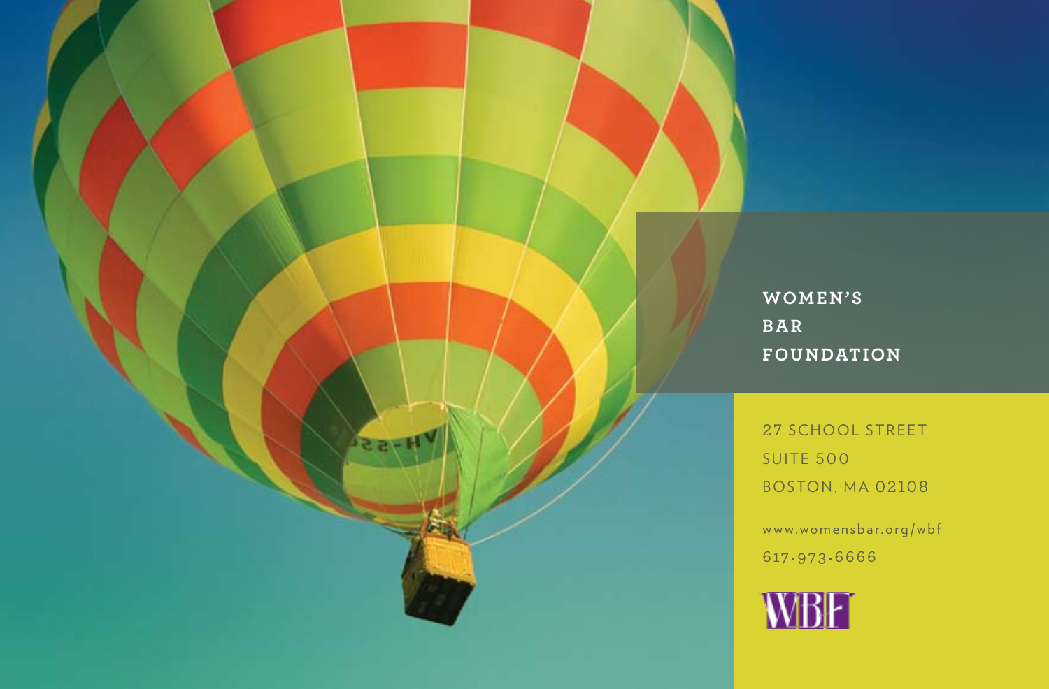WOMEN'S
BAR
FOUNDATION

27 SCHOOL STREET
SUITE 500
BOSTON, MA 02108

www.womensbar.org/wbf
617•973•6666

WBF